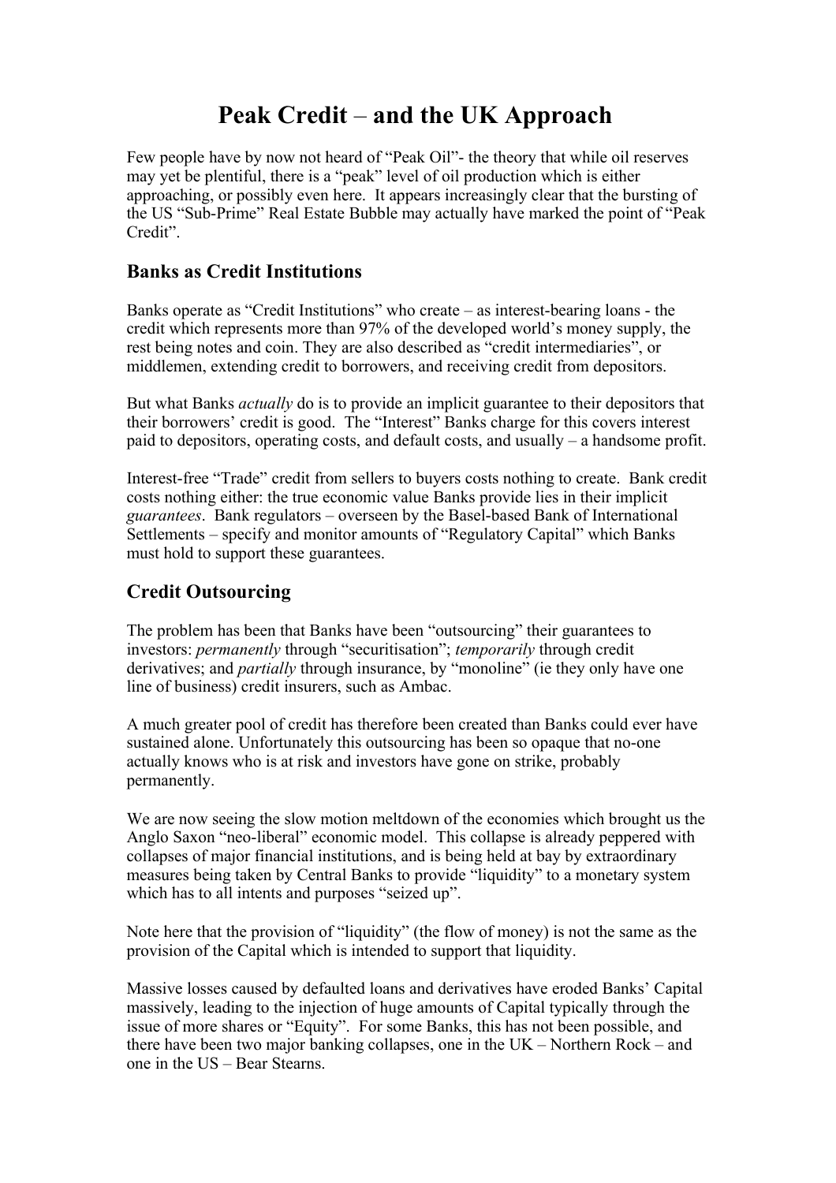# Peak Credit – and the UK Approach

Few people have by now not heard of "Peak Oil"- the theory that while oil reserves may yet be plentiful, there is a "peak" level of oil production which is either approaching, or possibly even here. It appears increasingly clear that the bursting of the US "Sub-Prime" Real Estate Bubble may actually have marked the point of "Peak Credit".

## Banks as Credit Institutions

Banks operate as "Credit Institutions" who create – as interest-bearing loans - the credit which represents more than 97% of the developed world's money supply, the rest being notes and coin. They are also described as "credit intermediaries", or middlemen, extending credit to borrowers, and receiving credit from depositors.

But what Banks *actually* do is to provide an implicit guarantee to their depositors that their borrowers' credit is good. The "Interest" Banks charge for this covers interest paid to depositors, operating costs, and default costs, and usually – a handsome profit.

Interest-free "Trade" credit from sellers to buyers costs nothing to create. Bank credit costs nothing either: the true economic value Banks provide lies in their implicit *guarantees*. Bank regulators – overseen by the Basel-based Bank of International Settlements – specify and monitor amounts of "Regulatory Capital" which Banks must hold to support these guarantees.

## Credit Outsourcing

The problem has been that Banks have been "outsourcing" their guarantees to investors: *permanently* through "securitisation"; *temporarily* through credit derivatives; and *partially* through insurance, by "monoline" (ie they only have one line of business) credit insurers, such as Ambac.

A much greater pool of credit has therefore been created than Banks could ever have sustained alone. Unfortunately this outsourcing has been so opaque that no-one actually knows who is at risk and investors have gone on strike, probably permanently.

We are now seeing the slow motion meltdown of the economies which brought us the Anglo Saxon "neo-liberal" economic model. This collapse is already peppered with collapses of major financial institutions, and is being held at bay by extraordinary measures being taken by Central Banks to provide "liquidity" to a monetary system which has to all intents and purposes "seized up".

Note here that the provision of "liquidity" (the flow of money) is not the same as the provision of the Capital which is intended to support that liquidity.

Massive losses caused by defaulted loans and derivatives have eroded Banks' Capital massively, leading to the injection of huge amounts of Capital typically through the issue of more shares or "Equity". For some Banks, this has not been possible, and there have been two major banking collapses, one in the UK – Northern Rock – and one in the US – Bear Stearns.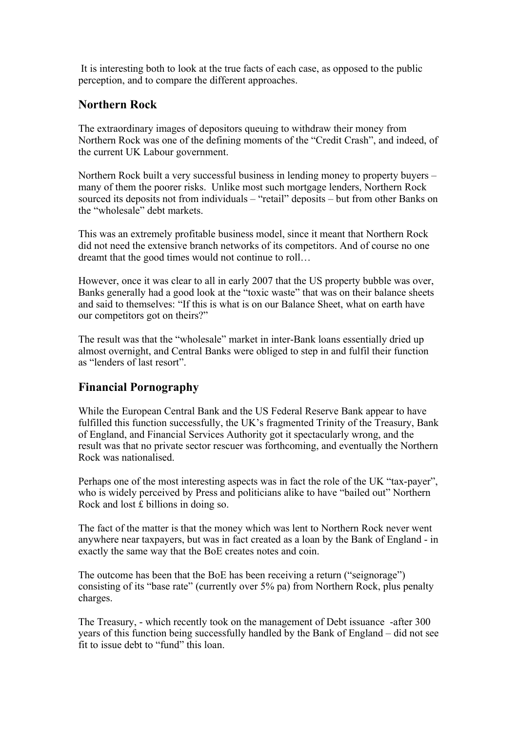It is interesting both to look at the true facts of each case, as opposed to the public perception, and to compare the different approaches.

## Northern Rock

The extraordinary images of depositors queuing to withdraw their money from Northern Rock was one of the defining moments of the "Credit Crash", and indeed, of the current UK Labour government.

Northern Rock built a very successful business in lending money to property buyers – many of them the poorer risks. Unlike most such mortgage lenders, Northern Rock sourced its deposits not from individuals – "retail" deposits – but from other Banks on the "wholesale" debt markets.

This was an extremely profitable business model, since it meant that Northern Rock did not need the extensive branch networks of its competitors. And of course no one dreamt that the good times would not continue to roll…

However, once it was clear to all in early 2007 that the US property bubble was over, Banks generally had a good look at the "toxic waste" that was on their balance sheets and said to themselves: "If this is what is on our Balance Sheet, what on earth have our competitors got on theirs?"

The result was that the "wholesale" market in inter-Bank loans essentially dried up almost overnight, and Central Banks were obliged to step in and fulfil their function as "lenders of last resort".

## Financial Pornography

While the European Central Bank and the US Federal Reserve Bank appear to have fulfilled this function successfully, the UK's fragmented Trinity of the Treasury, Bank of England, and Financial Services Authority got it spectacularly wrong, and the result was that no private sector rescuer was forthcoming, and eventually the Northern Rock was nationalised.

Perhaps one of the most interesting aspects was in fact the role of the UK "tax-payer", who is widely perceived by Press and politicians alike to have "bailed out" Northern Rock and lost £ billions in doing so.

The fact of the matter is that the money which was lent to Northern Rock never went anywhere near taxpayers, but was in fact created as a loan by the Bank of England - in exactly the same way that the BoE creates notes and coin.

The outcome has been that the BoE has been receiving a return ("seignorage") consisting of its "base rate" (currently over 5% pa) from Northern Rock, plus penalty charges.

The Treasury, - which recently took on the management of Debt issuance -after 300 years of this function being successfully handled by the Bank of England – did not see fit to issue debt to "fund" this loan.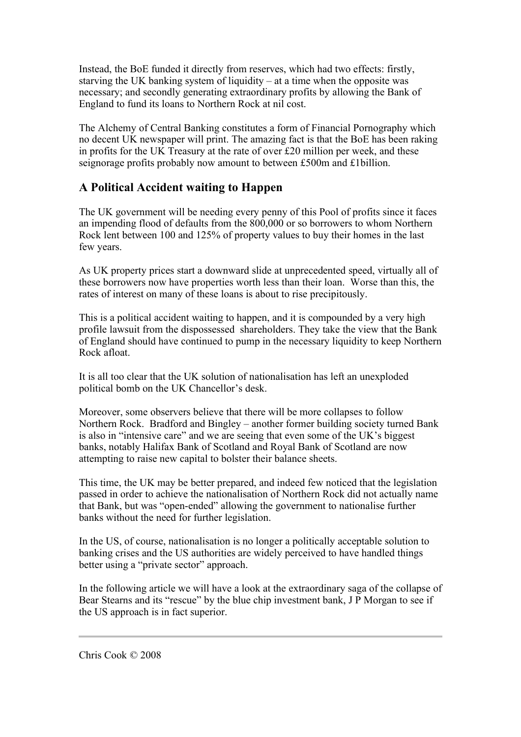Instead, the BoE funded it directly from reserves, which had two effects: firstly, starving the UK banking system of liquidity – at a time when the opposite was necessary; and secondly generating extraordinary profits by allowing the Bank of England to fund its loans to Northern Rock at nil cost.

The Alchemy of Central Banking constitutes a form of Financial Pornography which no decent UK newspaper will print. The amazing fact is that the BoE has been raking in profits for the UK Treasury at the rate of over £20 million per week, and these seignorage profits probably now amount to between £500m and £1billion.

## A Political Accident waiting to Happen

The UK government will be needing every penny of this Pool of profits since it faces an impending flood of defaults from the 800,000 or so borrowers to whom Northern Rock lent between 100 and 125% of property values to buy their homes in the last few years.

As UK property prices start a downward slide at unprecedented speed, virtually all of these borrowers now have properties worth less than their loan. Worse than this, the rates of interest on many of these loans is about to rise precipitously.

This is a political accident waiting to happen, and it is compounded by a very high profile lawsuit from the dispossessed shareholders. They take the view that the Bank of England should have continued to pump in the necessary liquidity to keep Northern Rock afloat.

It is all too clear that the UK solution of nationalisation has left an unexploded political bomb on the UK Chancellor's desk.

Moreover, some observers believe that there will be more collapses to follow Northern Rock. Bradford and Bingley – another former building society turned Bank is also in "intensive care" and we are seeing that even some of the UK's biggest banks, notably Halifax Bank of Scotland and Royal Bank of Scotland are now attempting to raise new capital to bolster their balance sheets.

This time, the UK may be better prepared, and indeed few noticed that the legislation passed in order to achieve the nationalisation of Northern Rock did not actually name that Bank, but was "open-ended" allowing the government to nationalise further banks without the need for further legislation.

In the US, of course, nationalisation is no longer a politically acceptable solution to banking crises and the US authorities are widely perceived to have handled things better using a "private sector" approach.

In the following article we will have a look at the extraordinary saga of the collapse of Bear Stearns and its "rescue" by the blue chip investment bank, J P Morgan to see if the US approach is in fact superior.

---

Chris Cook © 2008